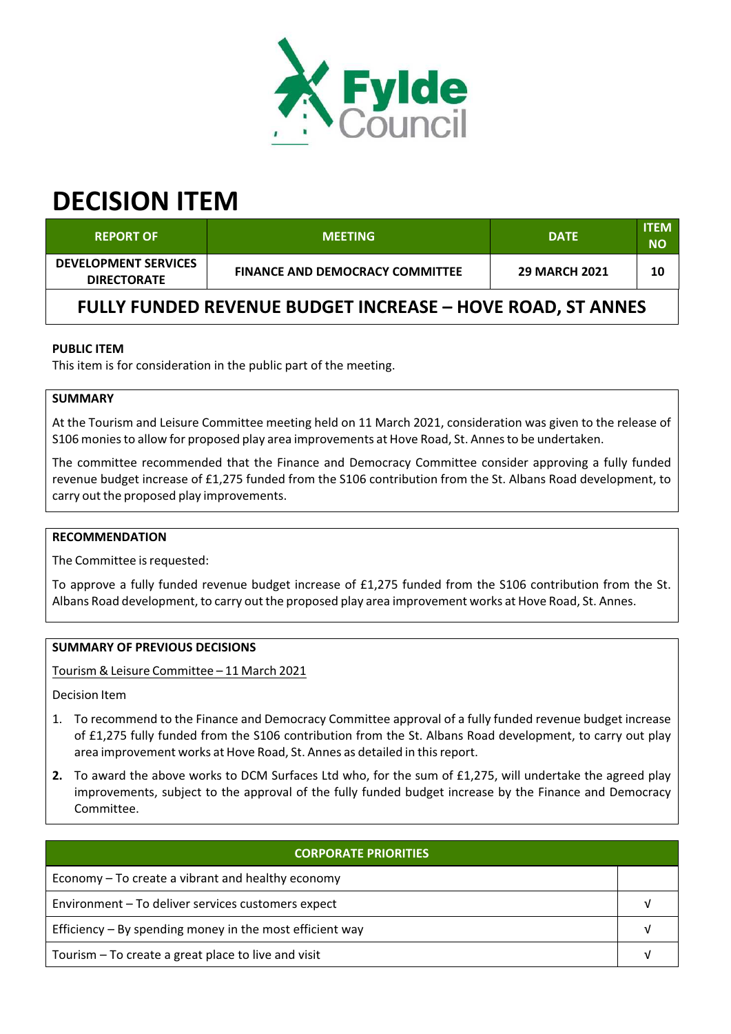Fylde Council

# DECISION ITEM

| REPORT OF | MEETING | DATE | ITEM NO |
|---|---|---|---|
| DEVELOPMENT SERVICES DIRECTORATE | FINANCE AND DEMOCRACY COMMITTEE | 29 MARCH 2021 | 10 |

## FULLY FUNDED REVENUE BUDGET INCREASE – HOVE ROAD, ST ANNES

**PUBLIC ITEM**

This item is for consideration in the public part of the meeting.

**SUMMARY**

At the Tourism and Leisure Committee meeting held on 11 March 2021, consideration was given to the release of S106 monies to allow for proposed play area improvements at Hove Road, St. Annes to be undertaken.

The committee recommended that the Finance and Democracy Committee consider approving a fully funded revenue budget increase of £1,275 funded from the S106 contribution from the St. Albans Road development, to carry out the proposed play improvements.

**RECOMMENDATION**

The Committee is requested:

To approve a fully funded revenue budget increase of £1,275 funded from the S106 contribution from the St. Albans Road development, to carry out the proposed play area improvement works at Hove Road, St. Annes.

**SUMMARY OF PREVIOUS DECISIONS**

Tourism & Leisure Committee – 11 March 2021

Decision Item

1. To recommend to the Finance and Democracy Committee approval of a fully funded revenue budget increase of £1,275 fully funded from the S106 contribution from the St. Albans Road development, to carry out play area improvement works at Hove Road, St. Annes as detailed in this report.
2. To award the above works to DCM Surfaces Ltd who, for the sum of £1,275, will undertake the agreed play improvements, subject to the approval of the fully funded budget increase by the Finance and Democracy Committee.

| CORPORATE PRIORITIES | |
|---|---|
| Economy – To create a vibrant and healthy economy | |
| Environment – To deliver services customers expect | √ |
| Efficiency – By spending money in the most efficient way | √ |
| Tourism – To create a great place to live and visit | √ |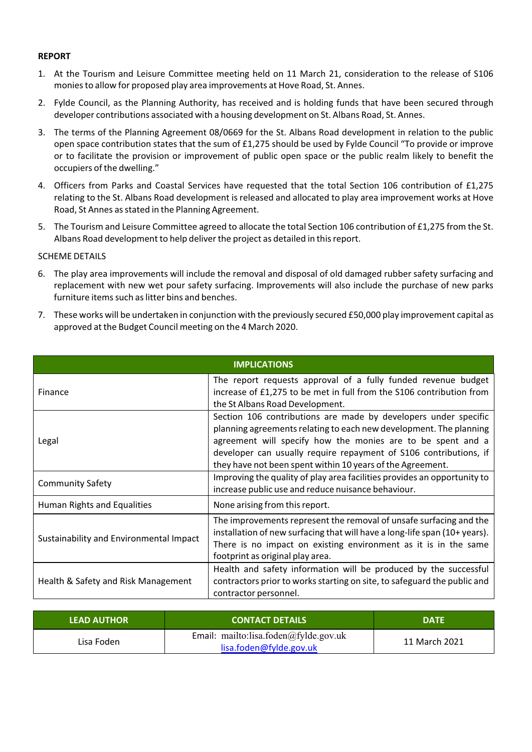**REPORT**

1. At the Tourism and Leisure Committee meeting held on 11 March 21, consideration to the release of S106 monies to allow for proposed play area improvements at Hove Road, St. Annes.
2. Fylde Council, as the Planning Authority, has received and is holding funds that have been secured through developer contributions associated with a housing development on St. Albans Road, St. Annes.
3. The terms of the Planning Agreement 08/0669 for the St. Albans Road development in relation to the public open space contribution states that the sum of £1,275 should be used by Fylde Council "To provide or improve or to facilitate the provision or improvement of public open space or the public realm likely to benefit the occupiers of the dwelling."
4. Officers from Parks and Coastal Services have requested that the total Section 106 contribution of £1,275 relating to the St. Albans Road development is released and allocated to play area improvement works at Hove Road, St Annes as stated in the Planning Agreement.
5. The Tourism and Leisure Committee agreed to allocate the total Section 106 contribution of £1,275 from the St. Albans Road development to help deliver the project as detailed in this report.

SCHEME DETAILS

6. The play area improvements will include the removal and disposal of old damaged rubber safety surfacing and replacement with new wet pour safety surfacing. Improvements will also include the purchase of new parks furniture items such as litter bins and benches.
7. These works will be undertaken in conjunction with the previously secured £50,000 play improvement capital as approved at the Budget Council meeting on the 4 March 2020.

| IMPLICATIONS | |
|---|---|
| Finance | The report requests approval of a fully funded revenue budget increase of £1,275 to be met in full from the S106 contribution from the St Albans Road Development. |
| Legal | Section 106 contributions are made by developers under specific planning agreements relating to each new development. The planning agreement will specify how the monies are to be spent and a developer can usually require repayment of S106 contributions, if they have not been spent within 10 years of the Agreement. |
| Community Safety | Improving the quality of play area facilities provides an opportunity to increase public use and reduce nuisance behaviour. |
| Human Rights and Equalities | None arising from this report. |
| Sustainability and Environmental Impact | The improvements represent the removal of unsafe surfacing and the installation of new surfacing that will have a long-life span (10+ years). There is no impact on existing environment as it is in the same footprint as original play area. |
| Health & Safety and Risk Management | Health and safety information will be produced by the successful contractors prior to works starting on site, to safeguard the public and contractor personnel. |

| LEAD AUTHOR | CONTACT DETAILS | DATE |
|---|---|---|
| Lisa Foden | Email: mailto:lisa.foden@fylde.gov.uk lisa.foden@fylde.gov.uk | 11 March 2021 |